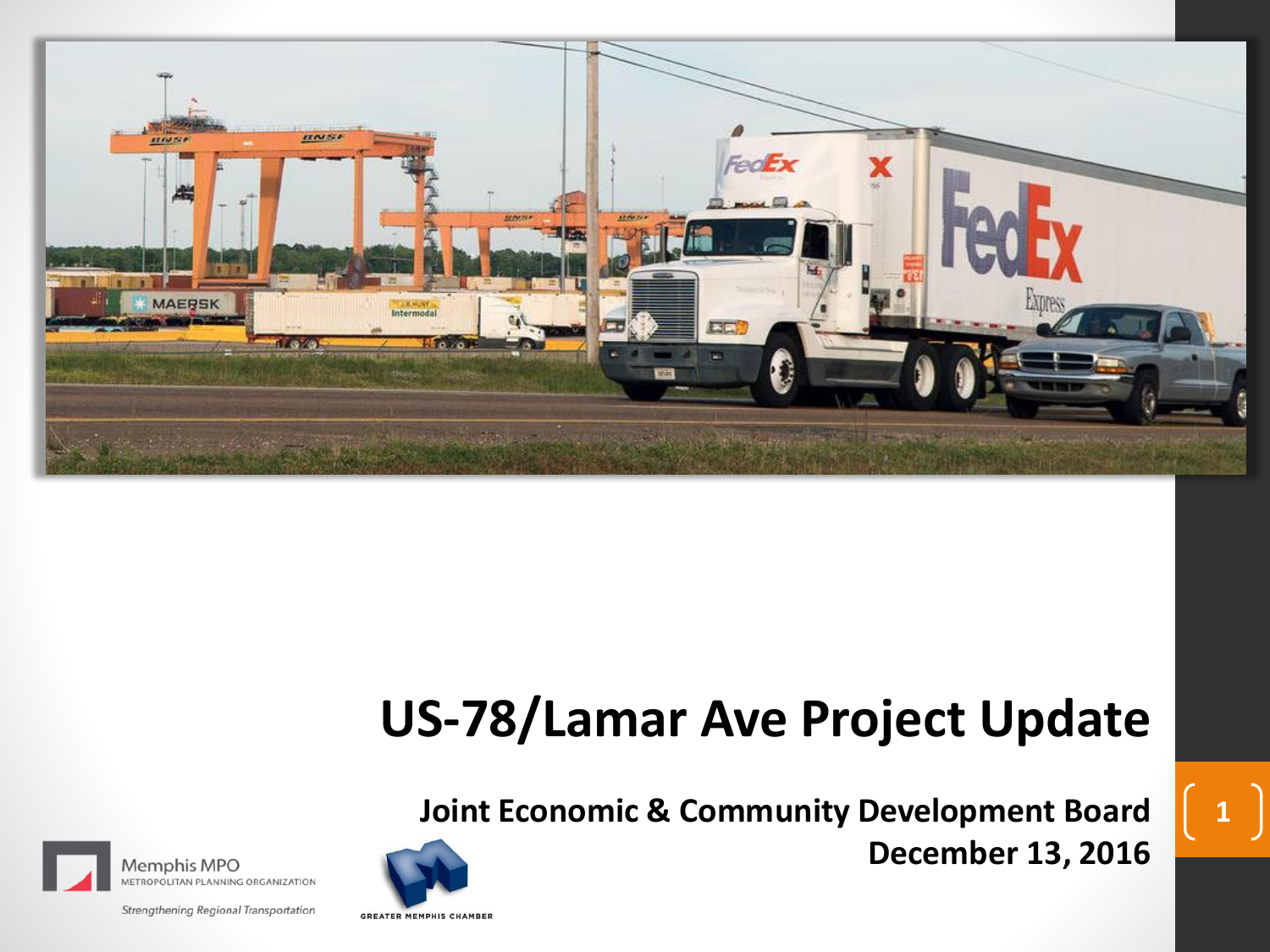# US-78/Lamar Ave Project Update

**Joint Economic & Community Development Board**

**December 13, 2016**

Memphis MPO
METROPOLITAN PLANNING ORGANIZATION

*Strengthening Regional Transportation*

GREATER MEMPHIS CHAMBER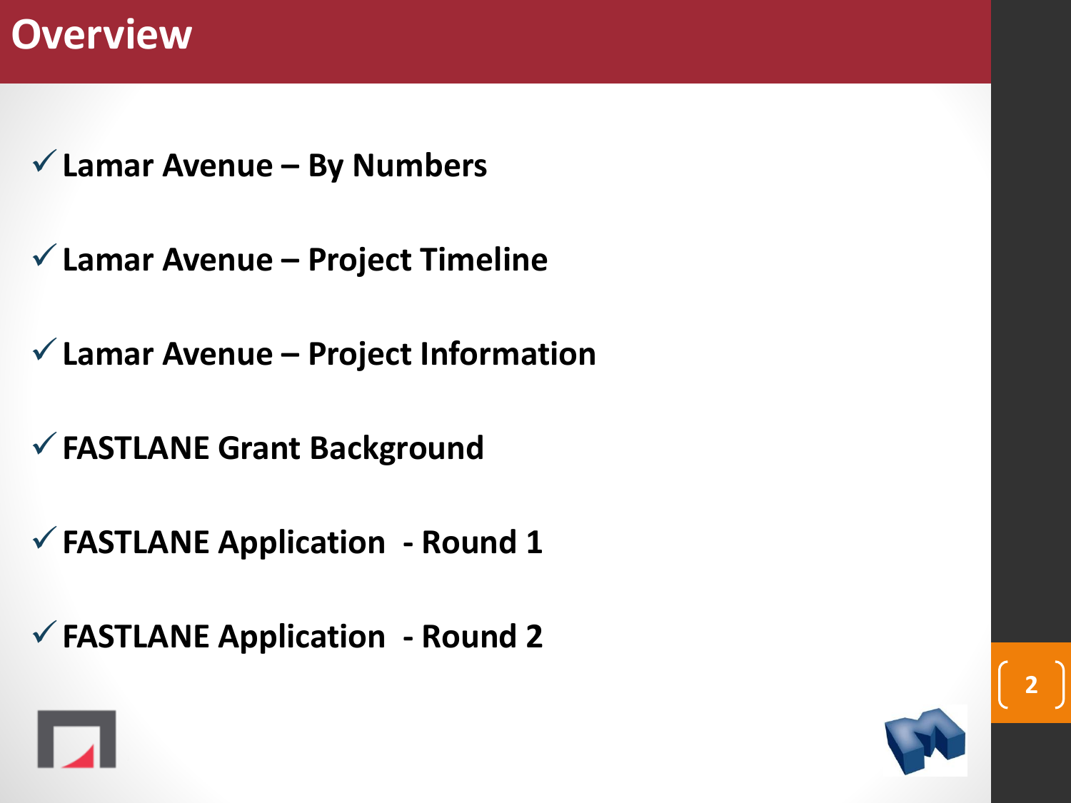# Overview

- ✓ **Lamar Avenue – By Numbers**
- ✓ **Lamar Avenue – Project Timeline**
- ✓ **Lamar Avenue – Project Information**
- ✓ **FASTLANE Grant Background**
- ✓ **FASTLANE Application - Round 1**
- ✓ **FASTLANE Application - Round 2**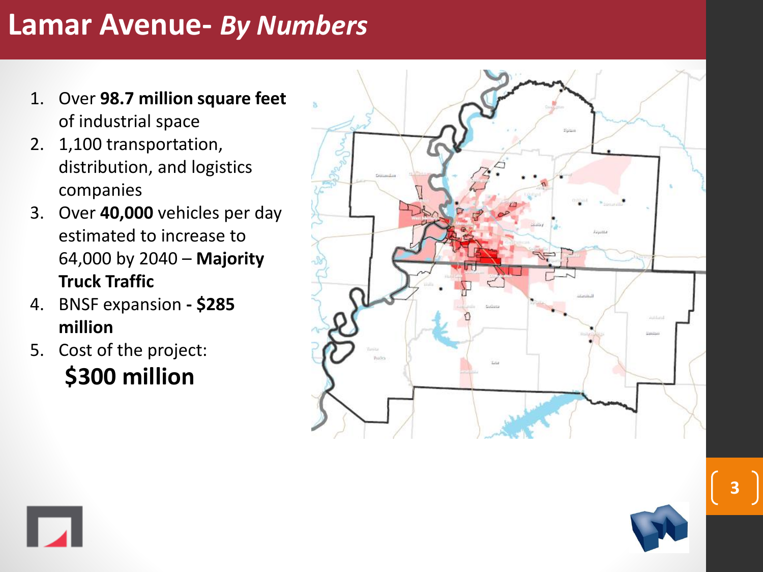# Lamar Avenue- *By Numbers*

1. Over **98.7 million square feet** of industrial space
2. 1,100 transportation, distribution, and logistics companies
3. Over **40,000** vehicles per day estimated to increase to 64,000 by 2040 – **Majority Truck Traffic**
4. BNSF expansion **- $285 million**
5. Cost of the project:

   **$300 million**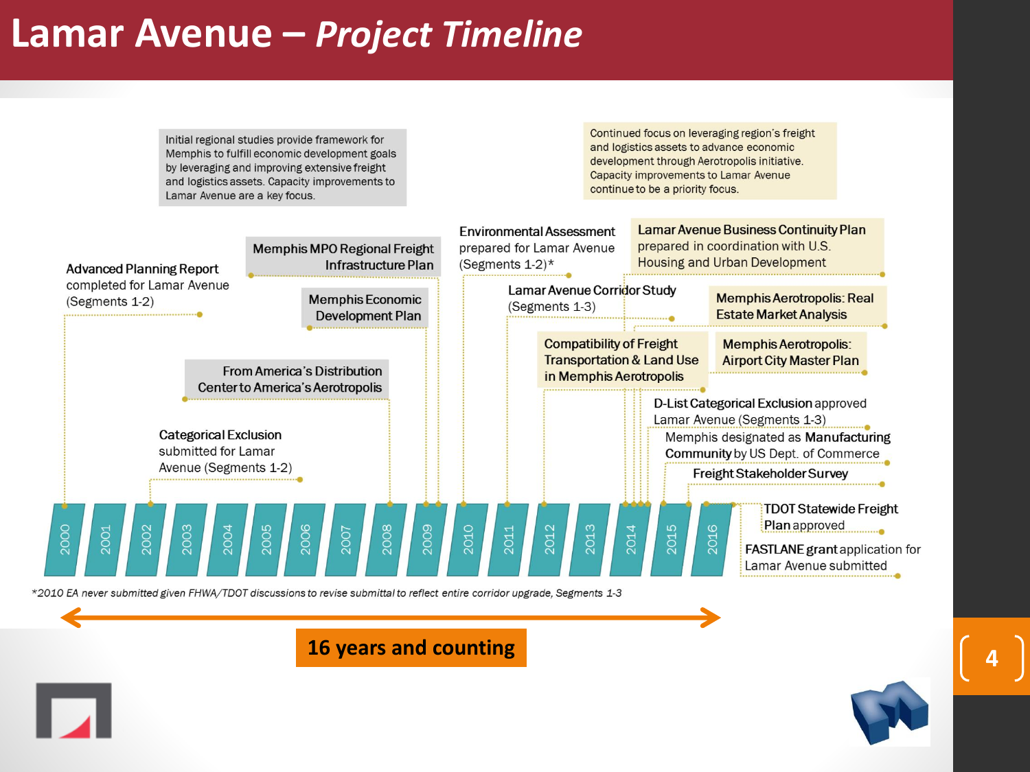# Lamar Avenue – *Project Timeline*

Initial regional studies provide framework for Memphis to fulfill economic development goals by leveraging and improving extensive freight and logistics assets. Capacity improvements to Lamar Avenue are a key focus.

Continued focus on leveraging region's freight and logistics assets to advance economic development through Aerotropolis initiative. Capacity improvements to Lamar Avenue continue to be a priority focus.

- **2000** – **Advanced Planning Report** completed for Lamar Avenue (Segments 1-2)
- **2002** – **Categorical Exclusion** submitted for Lamar Avenue (Segments 1-2)
- **2008** – **From America's Distribution Center to America's Aerotropolis**
- **2009** – **Memphis MPO Regional Freight Infrastructure Plan**
- **2009** – **Memphis Economic Development Plan**
- **2010** – **Environmental Assessment** prepared for Lamar Avenue (Segments 1-2)*
- **2011** – **Lamar Avenue Corridor Study** (Segments 1-3)
- **2012** – **Compatibility of Freight Transportation & Land Use in Memphis Aerotropolis**
- **2014** – **Lamar Avenue Business Continuity Plan** prepared in coordination with U.S. Housing and Urban Development
- **2014** – **Memphis Aerotropolis: Real Estate Market Analysis**
- **2014** – **Memphis Aerotropolis: Airport City Master Plan**
- **2014** – **D-List Categorical Exclusion** approved Lamar Avenue (Segments 1-3)
- **2014** – Memphis designated as **Manufacturing Community** by US Dept. of Commerce
- **2015** – **Freight Stakeholder Survey**
- **2016** – **TDOT Statewide Freight Plan** approved
- **2016** – **FASTLANE grant** application for Lamar Avenue submitted

*2010 EA never submitted given FHWA/TDOT discussions to revise submittal to reflect entire corridor upgrade, Segments 1-3*

**16 years and counting**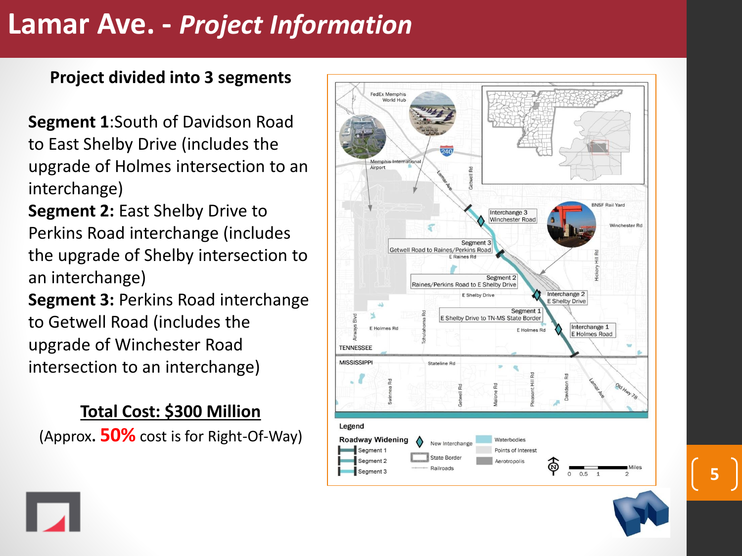# Lamar Ave. - *Project Information*

**Project divided into 3 segments**

**Segment 1**:South of Davidson Road to East Shelby Drive (includes the upgrade of Holmes intersection to an interchange)

**Segment 2:** East Shelby Drive to Perkins Road interchange (includes the upgrade of Shelby intersection to an interchange)

**Segment 3:** Perkins Road interchange to Getwell Road (includes the upgrade of Winchester Road intersection to an interchange)

**Total Cost: $300 Million**

(Approx. **50%** cost is for Right-Of-Way)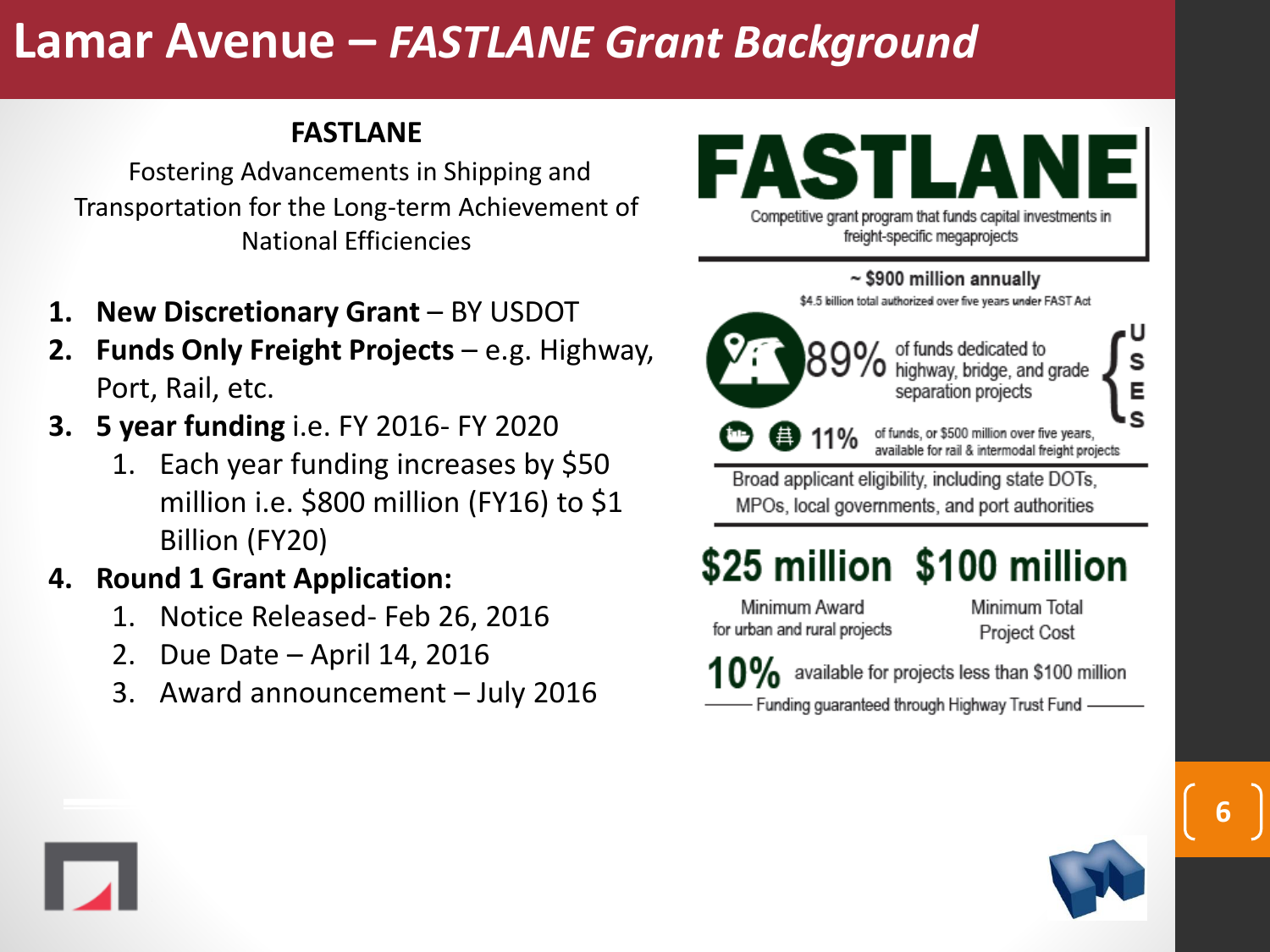# Lamar Avenue – *FASTLANE Grant Background*

**FASTLANE**

Fostering Advancements in Shipping and Transportation for the Long-term Achievement of National Efficiencies

1. **New Discretionary Grant** – BY USDOT
2. **Funds Only Freight Projects** – e.g. Highway, Port, Rail, etc.
3. **5 year funding** i.e. FY 2016- FY 2020
   1. Each year funding increases by $50 million i.e. $800 million (FY16) to $1 Billion (FY20)
4. **Round 1 Grant Application:**
   1. Notice Released- Feb 26, 2016
   2. Due Date – April 14, 2016
   3. Award announcement – July 2016

**FASTLANE**

Competitive grant program that funds capital investments in freight-specific megaprojects

**~ $900 million annually**

$4.5 billion total authorized over five years under FAST Act

USES

**89%** of funds dedicated to highway, bridge, and grade separation projects

**11%** of funds, or $500 million over five years, available for rail & intermodal freight projects

Broad applicant eligibility, including state DOTs, MPOs, local governments, and port authorities

**$25 million** Minimum Award for urban and rural projects

**$100 million** Minimum Total Project Cost

**10%** available for projects less than $100 million

Funding guaranteed through Highway Trust Fund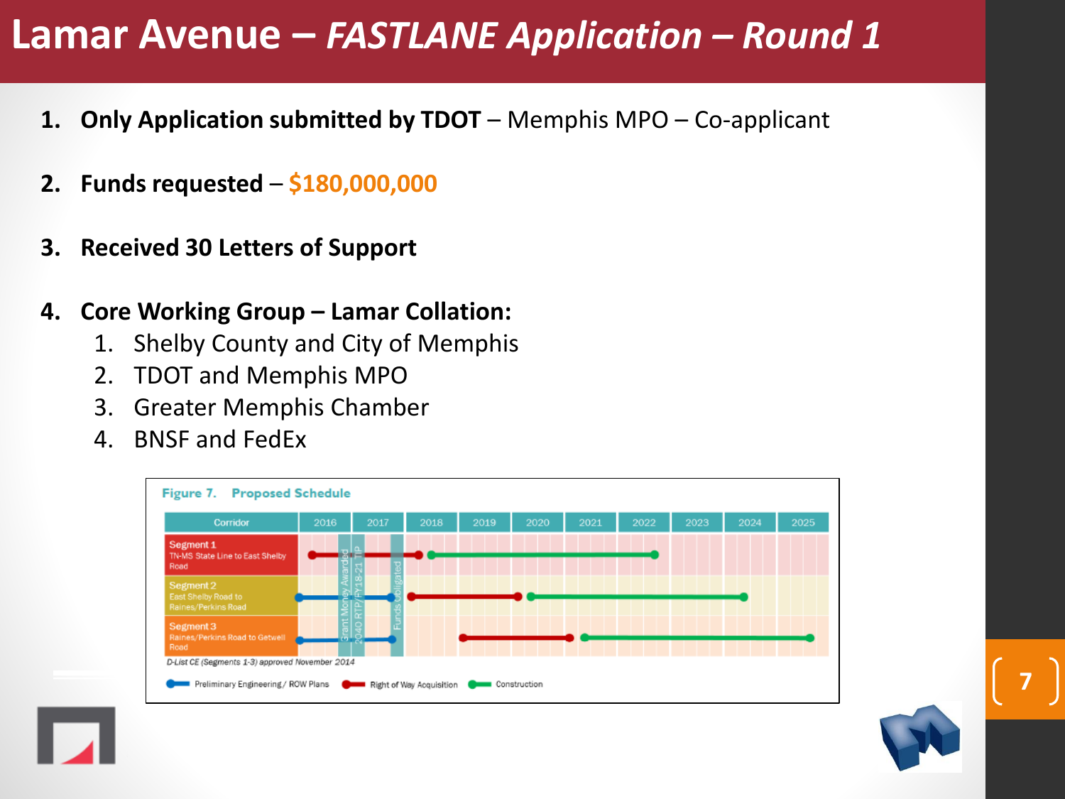# Lamar Avenue – *FASTLANE Application – Round 1*

1. **Only Application submitted by TDOT** – Memphis MPO – Co-applicant
2. **Funds requested** – **$180,000,000**
3. **Received 30 Letters of Support**
4. **Core Working Group – Lamar Collation:**
   1. Shelby County and City of Memphis
   2. TDOT and Memphis MPO
   3. Greater Memphis Chamber
   4. BNSF and FedEx

**Figure 7. Proposed Schedule**

| Corridor | 2016 | 2017 | 2018 | 2019 | 2020 | 2021 | 2022 | 2023 | 2024 | 2025 |
|---|---|---|---|---|---|---|---|---|---|---|
| Segment 1 TN-MS State Line to East Shelby Road | | | | | | | | | | |
| Segment 2 East Shelby Road to Raines/Perkins Road | | | | | | | | | | |
| Segment 3 Raines/Perkins Road to Getwell Road | | | | | | | | | | |

Grant Money Awarded; 2040 RTP/FY18-21 TIP; Funds Obligated

D-List CE (Segments 1-3) approved November 2014

Preliminary Engineering / ROW Plans; Right of Way Acquisition; Construction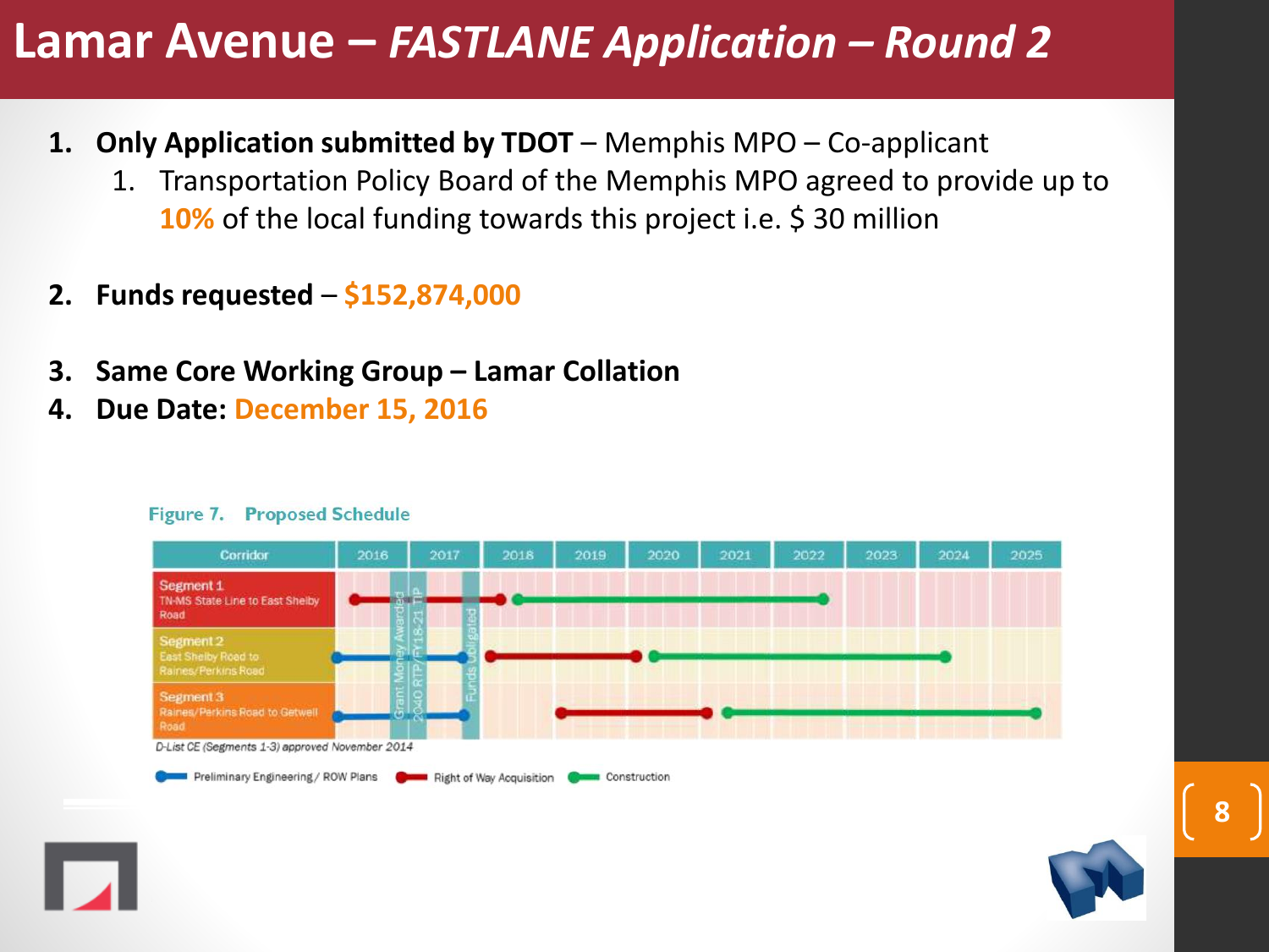# Lamar Avenue – *FASTLANE Application – Round 2*

1. **Only Application submitted by TDOT** – Memphis MPO – Co-applicant
   1. Transportation Policy Board of the Memphis MPO agreed to provide up to **10%** of the local funding towards this project i.e. $ 30 million

2. **Funds requested** – **$152,874,000**

3. **Same Core Working Group – Lamar Collation**
4. **Due Date: December 15, 2016**

**Figure 7. Proposed Schedule**

| Corridor | 2016 | 2017 | 2018 | 2019 | 2020 | 2021 | 2022 | 2023 | 2024 | 2025 |
|---|---|---|---|---|---|---|---|---|---|---|
| Segment 1 TN-MS State Line to East Shelby Road | | | | | | | | | | |
| Segment 2 East Shelby Road to Raines/Perkins Road | | | | | | | | | | |
| Segment 3 Raines/Perkins Road to Getwell Road | | | | | | | | | | |

Grant Money Awarded | 2040 RTP/FY18-21 TIP | Funds Obligated

D-List CE (Segments 1-3) approved November 2014

Preliminary Engineering / ROW Plans | Right of Way Acquisition | Construction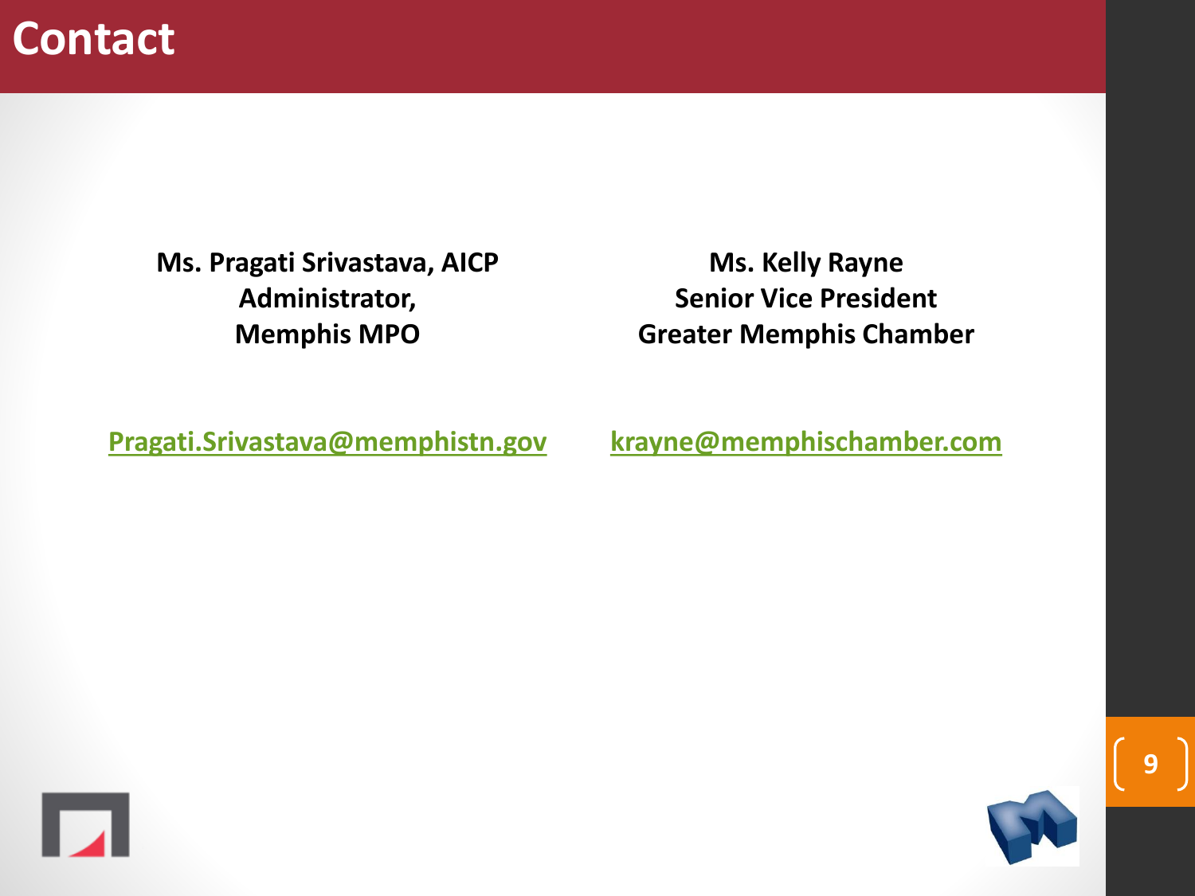# Contact

**Ms. Pragati Srivastava, AICP**
**Administrator,**
**Memphis MPO**

[Pragati.Srivastava@memphistn.gov](mailto:Pragati.Srivastava@memphistn.gov)

**Ms. Kelly Rayne**
**Senior Vice President**
**Greater Memphis Chamber**

[krayne@memphischamber.com](mailto:krayne@memphischamber.com)